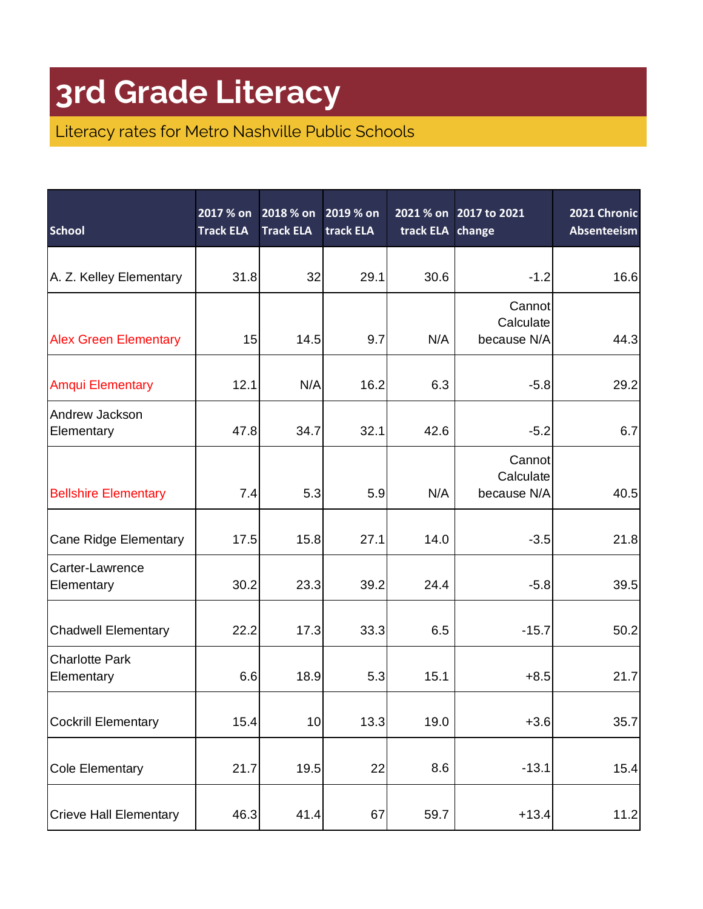# 3rd Grade Literacy

Literacy rates for Metro Nashville Public Schools

| School | 2017 % on Track ELA | 2018 % on Track ELA | 2019 % on track ELA | 2021 % on track ELA | 2017 to 2021 change | 2021 Chronic Absenteeism |
|---|---|---|---|---|---|---|
| A. Z. Kelley Elementary | 31.8 | 32 | 29.1 | 30.6 | -1.2 | 16.6 |
| Alex Green Elementary | 15 | 14.5 | 9.7 | N/A | Cannot Calculate because N/A | 44.3 |
| Amqui Elementary | 12.1 | N/A | 16.2 | 6.3 | -5.8 | 29.2 |
| Andrew Jackson Elementary | 47.8 | 34.7 | 32.1 | 42.6 | -5.2 | 6.7 |
| Bellshire Elementary | 7.4 | 5.3 | 5.9 | N/A | Cannot Calculate because N/A | 40.5 |
| Cane Ridge Elementary | 17.5 | 15.8 | 27.1 | 14.0 | -3.5 | 21.8 |
| Carter-Lawrence Elementary | 30.2 | 23.3 | 39.2 | 24.4 | -5.8 | 39.5 |
| Chadwell Elementary | 22.2 | 17.3 | 33.3 | 6.5 | -15.7 | 50.2 |
| Charlotte Park Elementary | 6.6 | 18.9 | 5.3 | 15.1 | +8.5 | 21.7 |
| Cockrill Elementary | 15.4 | 10 | 13.3 | 19.0 | +3.6 | 35.7 |
| Cole Elementary | 21.7 | 19.5 | 22 | 8.6 | -13.1 | 15.4 |
| Crieve Hall Elementary | 46.3 | 41.4 | 67 | 59.7 | +13.4 | 11.2 |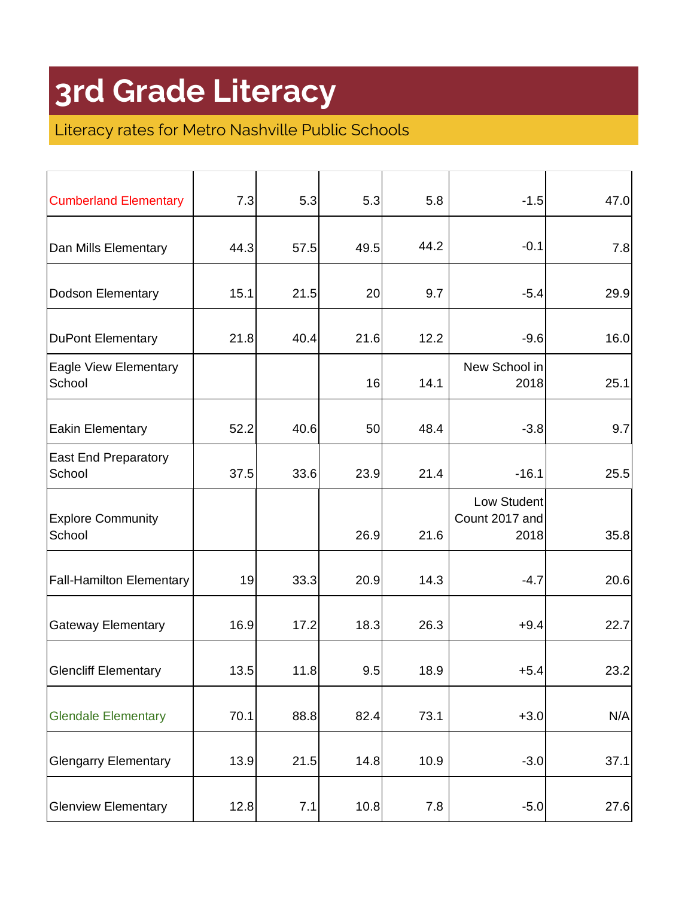# 3rd Grade Literacy

Literacy rates for Metro Nashville Public Schools

| | | | | | | |
|---|---|---|---|---|---|---|
| Cumberland Elementary | 7.3 | 5.3 | 5.3 | 5.8 | -1.5 | 47.0 |
| Dan Mills Elementary | 44.3 | 57.5 | 49.5 | 44.2 | -0.1 | 7.8 |
| Dodson Elementary | 15.1 | 21.5 | 20 | 9.7 | -5.4 | 29.9 |
| DuPont Elementary | 21.8 | 40.4 | 21.6 | 12.2 | -9.6 | 16.0 |
| Eagle View Elementary School | | | 16 | 14.1 | New School in 2018 | 25.1 |
| Eakin Elementary | 52.2 | 40.6 | 50 | 48.4 | -3.8 | 9.7 |
| East End Preparatory School | 37.5 | 33.6 | 23.9 | 21.4 | -16.1 | 25.5 |
| Explore Community School | | | 26.9 | 21.6 | Low Student Count 2017 and 2018 | 35.8 |
| Fall-Hamilton Elementary | 19 | 33.3 | 20.9 | 14.3 | -4.7 | 20.6 |
| Gateway Elementary | 16.9 | 17.2 | 18.3 | 26.3 | +9.4 | 22.7 |
| Glencliff Elementary | 13.5 | 11.8 | 9.5 | 18.9 | +5.4 | 23.2 |
| Glendale Elementary | 70.1 | 88.8 | 82.4 | 73.1 | +3.0 | N/A |
| Glengarry Elementary | 13.9 | 21.5 | 14.8 | 10.9 | -3.0 | 37.1 |
| Glenview Elementary | 12.8 | 7.1 | 10.8 | 7.8 | -5.0 | 27.6 |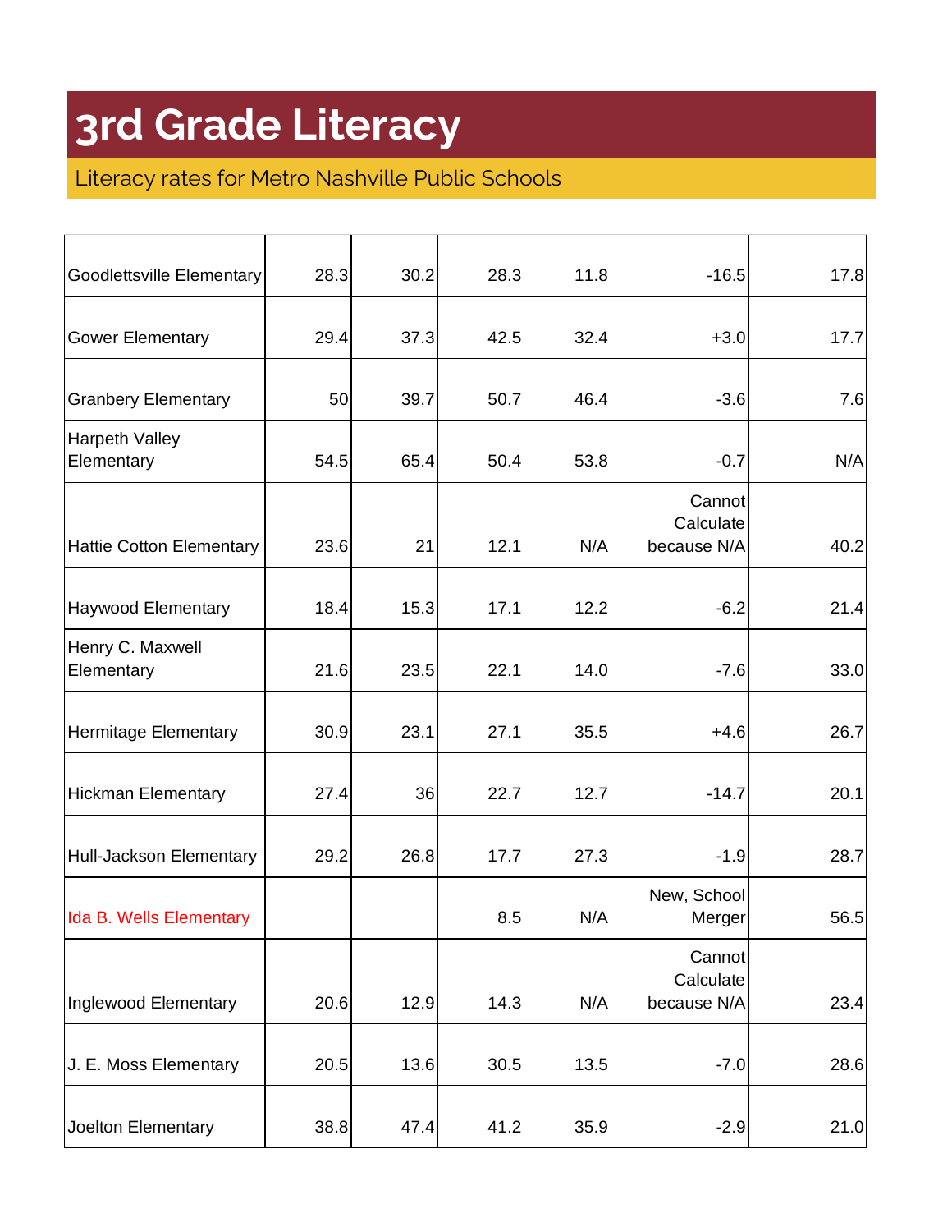# 3rd Grade Literacy

Literacy rates for Metro Nashville Public Schools

| | | | | | | |
|---|---|---|---|---|---|---|
| Goodlettsville Elementary | 28.3 | 30.2 | 28.3 | 11.8 | -16.5 | 17.8 |
| Gower Elementary | 29.4 | 37.3 | 42.5 | 32.4 | +3.0 | 17.7 |
| Granbery Elementary | 50 | 39.7 | 50.7 | 46.4 | -3.6 | 7.6 |
| Harpeth Valley Elementary | 54.5 | 65.4 | 50.4 | 53.8 | -0.7 | N/A |
| Hattie Cotton Elementary | 23.6 | 21 | 12.1 | N/A | Cannot Calculate because N/A | 40.2 |
| Haywood Elementary | 18.4 | 15.3 | 17.1 | 12.2 | -6.2 | 21.4 |
| Henry C. Maxwell Elementary | 21.6 | 23.5 | 22.1 | 14.0 | -7.6 | 33.0 |
| Hermitage Elementary | 30.9 | 23.1 | 27.1 | 35.5 | +4.6 | 26.7 |
| Hickman Elementary | 27.4 | 36 | 22.7 | 12.7 | -14.7 | 20.1 |
| Hull-Jackson Elementary | 29.2 | 26.8 | 17.7 | 27.3 | -1.9 | 28.7 |
| Ida B. Wells Elementary | | | 8.5 | N/A | New, School Merger | 56.5 |
| Inglewood Elementary | 20.6 | 12.9 | 14.3 | N/A | Cannot Calculate because N/A | 23.4 |
| J. E. Moss Elementary | 20.5 | 13.6 | 30.5 | 13.5 | -7.0 | 28.6 |
| Joelton Elementary | 38.8 | 47.4 | 41.2 | 35.9 | -2.9 | 21.0 |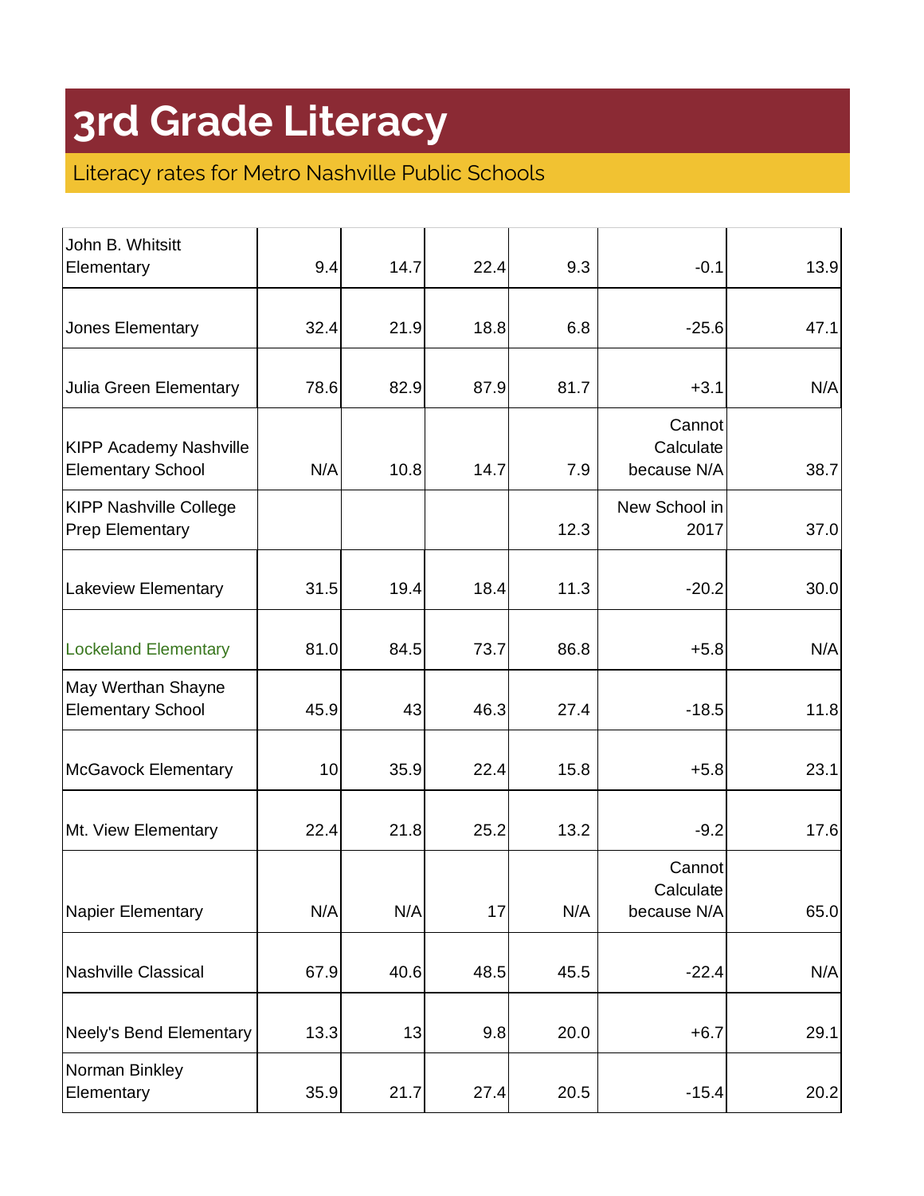# 3rd Grade Literacy

Literacy rates for Metro Nashville Public Schools

| | | | | | | |
|---|---|---|---|---|---|---|
| John B. Whitsitt Elementary | 9.4 | 14.7 | 22.4 | 9.3 | -0.1 | 13.9 |
| Jones Elementary | 32.4 | 21.9 | 18.8 | 6.8 | -25.6 | 47.1 |
| Julia Green Elementary | 78.6 | 82.9 | 87.9 | 81.7 | +3.1 | N/A |
| KIPP Academy Nashville Elementary School | N/A | 10.8 | 14.7 | 7.9 | Cannot Calculate because N/A | 38.7 |
| KIPP Nashville College Prep Elementary | | | | 12.3 | New School in 2017 | 37.0 |
| Lakeview Elementary | 31.5 | 19.4 | 18.4 | 11.3 | -20.2 | 30.0 |
| Lockeland Elementary | 81.0 | 84.5 | 73.7 | 86.8 | +5.8 | N/A |
| May Werthan Shayne Elementary School | 45.9 | 43 | 46.3 | 27.4 | -18.5 | 11.8 |
| McGavock Elementary | 10 | 35.9 | 22.4 | 15.8 | +5.8 | 23.1 |
| Mt. View Elementary | 22.4 | 21.8 | 25.2 | 13.2 | -9.2 | 17.6 |
| Napier Elementary | N/A | N/A | 17 | N/A | Cannot Calculate because N/A | 65.0 |
| Nashville Classical | 67.9 | 40.6 | 48.5 | 45.5 | -22.4 | N/A |
| Neely's Bend Elementary | 13.3 | 13 | 9.8 | 20.0 | +6.7 | 29.1 |
| Norman Binkley Elementary | 35.9 | 21.7 | 27.4 | 20.5 | -15.4 | 20.2 |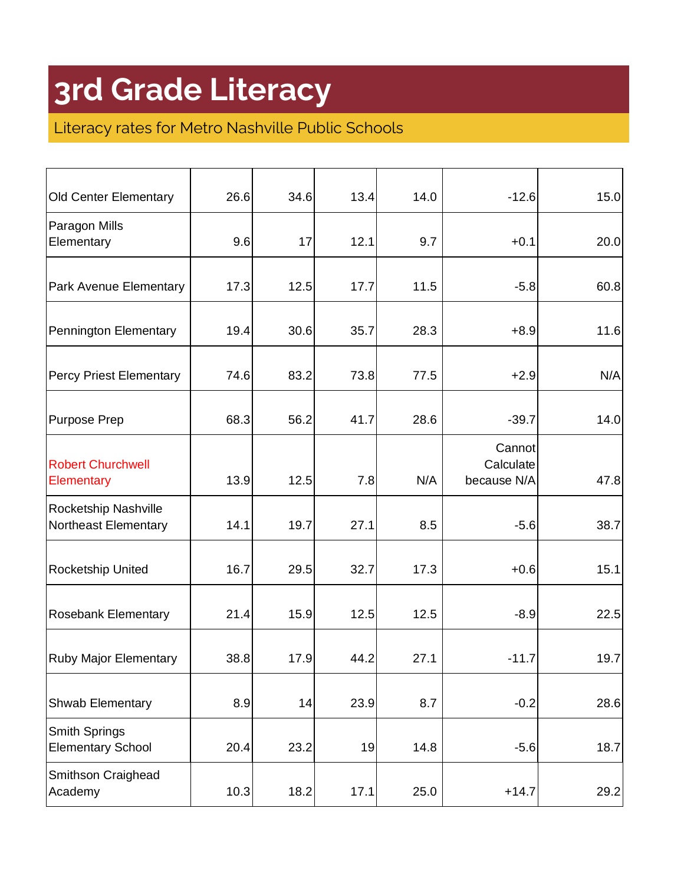# 3rd Grade Literacy

Literacy rates for Metro Nashville Public Schools

| | | | | | | |
|---|---|---|---|---|---|---|
| Old Center Elementary | 26.6 | 34.6 | 13.4 | 14.0 | -12.6 | 15.0 |
| Paragon Mills Elementary | 9.6 | 17 | 12.1 | 9.7 | +0.1 | 20.0 |
| Park Avenue Elementary | 17.3 | 12.5 | 17.7 | 11.5 | -5.8 | 60.8 |
| Pennington Elementary | 19.4 | 30.6 | 35.7 | 28.3 | +8.9 | 11.6 |
| Percy Priest Elementary | 74.6 | 83.2 | 73.8 | 77.5 | +2.9 | N/A |
| Purpose Prep | 68.3 | 56.2 | 41.7 | 28.6 | -39.7 | 14.0 |
| Robert Churchwell Elementary | 13.9 | 12.5 | 7.8 | N/A | Cannot Calculate because N/A | 47.8 |
| Rocketship Nashville Northeast Elementary | 14.1 | 19.7 | 27.1 | 8.5 | -5.6 | 38.7 |
| Rocketship United | 16.7 | 29.5 | 32.7 | 17.3 | +0.6 | 15.1 |
| Rosebank Elementary | 21.4 | 15.9 | 12.5 | 12.5 | -8.9 | 22.5 |
| Ruby Major Elementary | 38.8 | 17.9 | 44.2 | 27.1 | -11.7 | 19.7 |
| Shwab Elementary | 8.9 | 14 | 23.9 | 8.7 | -0.2 | 28.6 |
| Smith Springs Elementary School | 20.4 | 23.2 | 19 | 14.8 | -5.6 | 18.7 |
| Smithson Craighead Academy | 10.3 | 18.2 | 17.1 | 25.0 | +14.7 | 29.2 |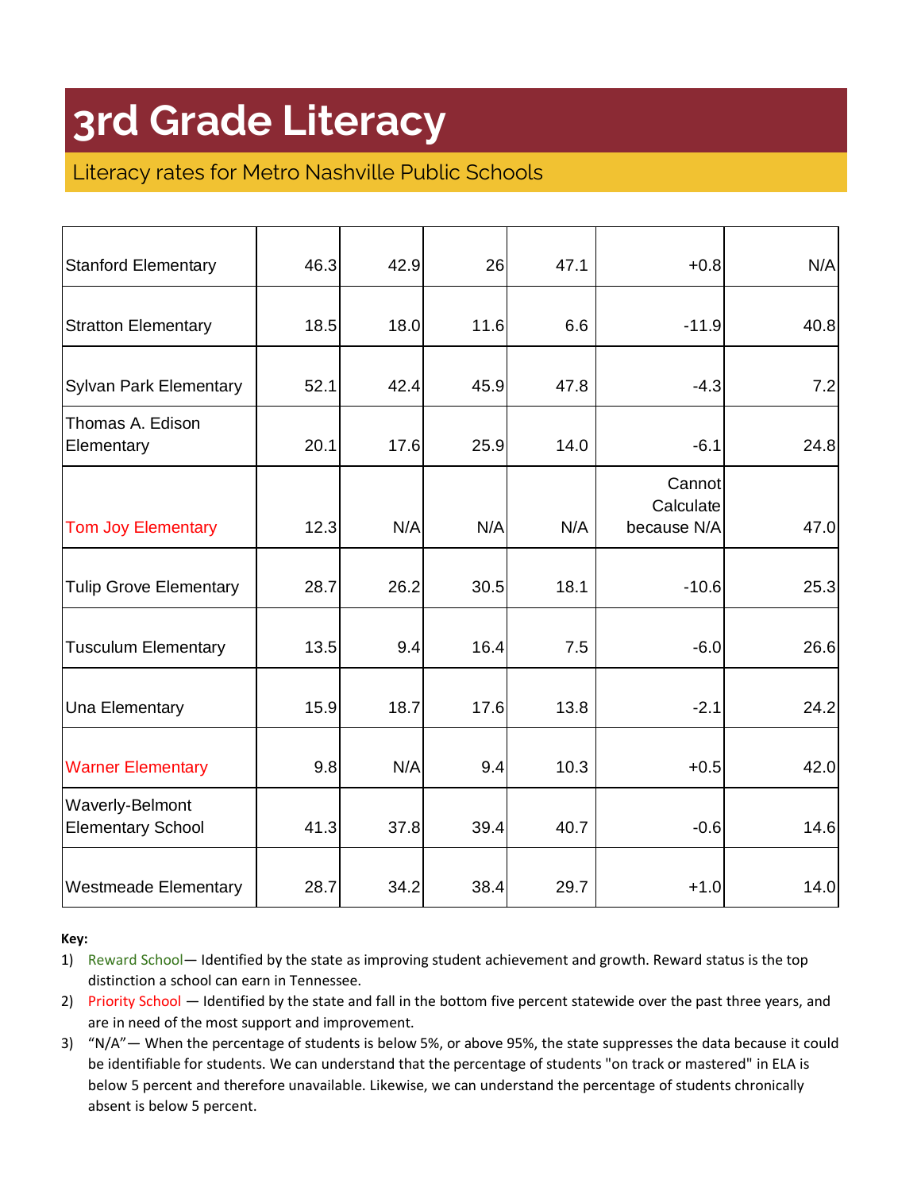# 3rd Grade Literacy

Literacy rates for Metro Nashville Public Schools

| | | | | | | |
|---|---|---|---|---|---|---|
| Stanford Elementary | 46.3 | 42.9 | 26 | 47.1 | +0.8 | N/A |
| Stratton Elementary | 18.5 | 18.0 | 11.6 | 6.6 | -11.9 | 40.8 |
| Sylvan Park Elementary | 52.1 | 42.4 | 45.9 | 47.8 | -4.3 | 7.2 |
| Thomas A. Edison Elementary | 20.1 | 17.6 | 25.9 | 14.0 | -6.1 | 24.8 |
| Tom Joy Elementary | 12.3 | N/A | N/A | N/A | Cannot Calculate because N/A | 47.0 |
| Tulip Grove Elementary | 28.7 | 26.2 | 30.5 | 18.1 | -10.6 | 25.3 |
| Tusculum Elementary | 13.5 | 9.4 | 16.4 | 7.5 | -6.0 | 26.6 |
| Una Elementary | 15.9 | 18.7 | 17.6 | 13.8 | -2.1 | 24.2 |
| Warner Elementary | 9.8 | N/A | 9.4 | 10.3 | +0.5 | 42.0 |
| Waverly-Belmont Elementary School | 41.3 | 37.8 | 39.4 | 40.7 | -0.6 | 14.6 |
| Westmeade Elementary | 28.7 | 34.2 | 38.4 | 29.7 | +1.0 | 14.0 |

**Key:**

1) Reward School— Identified by the state as improving student achievement and growth. Reward status is the top distinction a school can earn in Tennessee.
2) Priority School — Identified by the state and fall in the bottom five percent statewide over the past three years, and are in need of the most support and improvement.
3) "N/A"— When the percentage of students is below 5%, or above 95%, the state suppresses the data because it could be identifiable for students. We can understand that the percentage of students "on track or mastered" in ELA is below 5 percent and therefore unavailable. Likewise, we can understand the percentage of students chronically absent is below 5 percent.